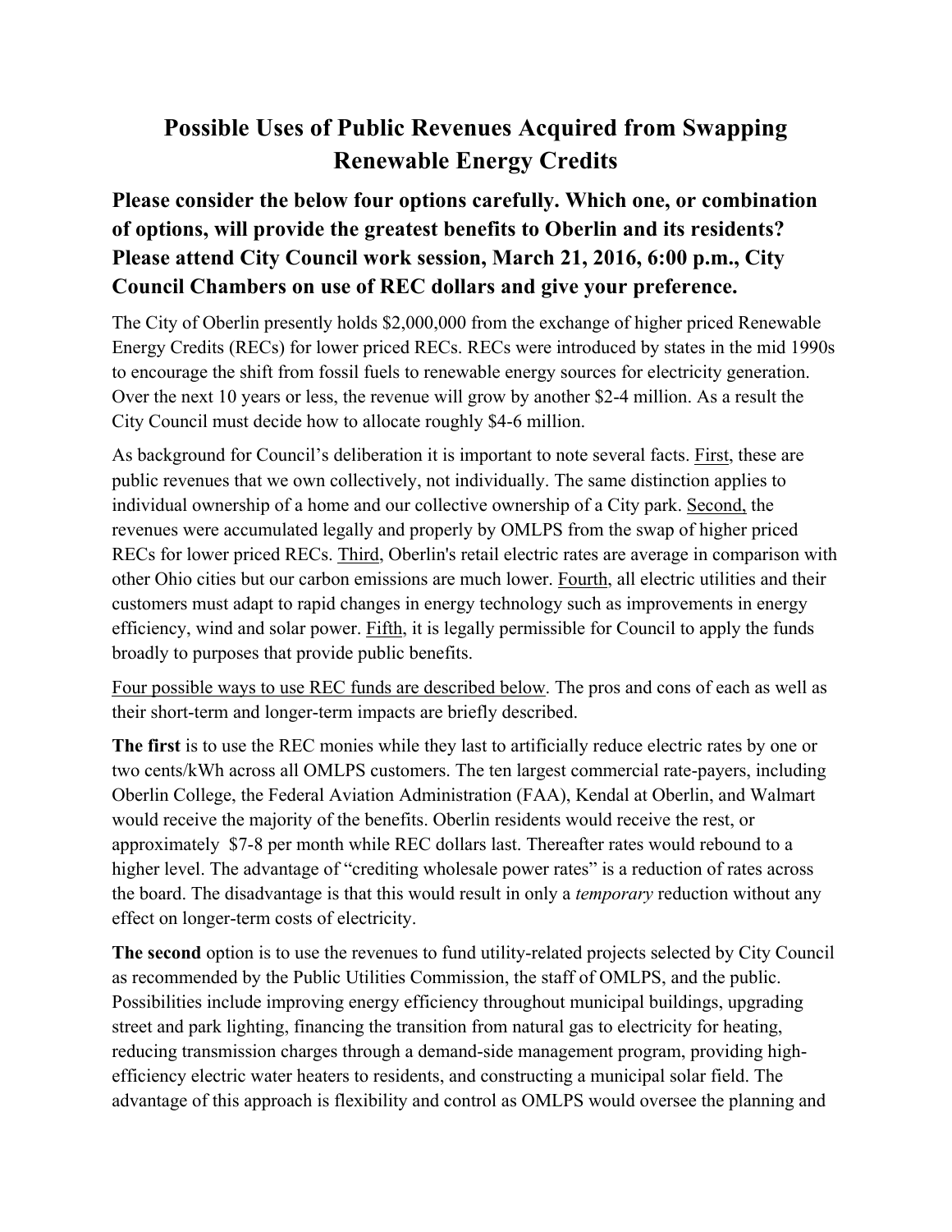# Possible Uses of Public Revenues Acquired from Swapping Renewable Energy Credits

**Please consider the below four options carefully. Which one, or combination of options, will provide the greatest benefits to Oberlin and its residents? Please attend City Council work session, March 21, 2016, 6:00 p.m., City Council Chambers on use of REC dollars and give your preference.**

The City of Oberlin presently holds $2,000,000 from the exchange of higher priced Renewable Energy Credits (RECs) for lower priced RECs. RECs were introduced by states in the mid 1990s to encourage the shift from fossil fuels to renewable energy sources for electricity generation. Over the next 10 years or less, the revenue will grow by another $2-4 million. As a result the City Council must decide how to allocate roughly $4-6 million.

As background for Council's deliberation it is important to note several facts. First, these are public revenues that we own collectively, not individually. The same distinction applies to individual ownership of a home and our collective ownership of a City park. Second, the revenues were accumulated legally and properly by OMLPS from the swap of higher priced RECs for lower priced RECs. Third, Oberlin's retail electric rates are average in comparison with other Ohio cities but our carbon emissions are much lower. Fourth, all electric utilities and their customers must adapt to rapid changes in energy technology such as improvements in energy efficiency, wind and solar power. Fifth, it is legally permissible for Council to apply the funds broadly to purposes that provide public benefits.

Four possible ways to use REC funds are described below. The pros and cons of each as well as their short-term and longer-term impacts are briefly described.

**The first** is to use the REC monies while they last to artificially reduce electric rates by one or two cents/kWh across all OMLPS customers. The ten largest commercial rate-payers, including Oberlin College, the Federal Aviation Administration (FAA), Kendal at Oberlin, and Walmart would receive the majority of the benefits. Oberlin residents would receive the rest, or approximately $7-8 per month while REC dollars last. Thereafter rates would rebound to a higher level. The advantage of "crediting wholesale power rates" is a reduction of rates across the board. The disadvantage is that this would result in only a *temporary* reduction without any effect on longer-term costs of electricity.

**The second** option is to use the revenues to fund utility-related projects selected by City Council as recommended by the Public Utilities Commission, the staff of OMLPS, and the public. Possibilities include improving energy efficiency throughout municipal buildings, upgrading street and park lighting, financing the transition from natural gas to electricity for heating, reducing transmission charges through a demand-side management program, providing high-efficiency electric water heaters to residents, and constructing a municipal solar field. The advantage of this approach is flexibility and control as OMLPS would oversee the planning and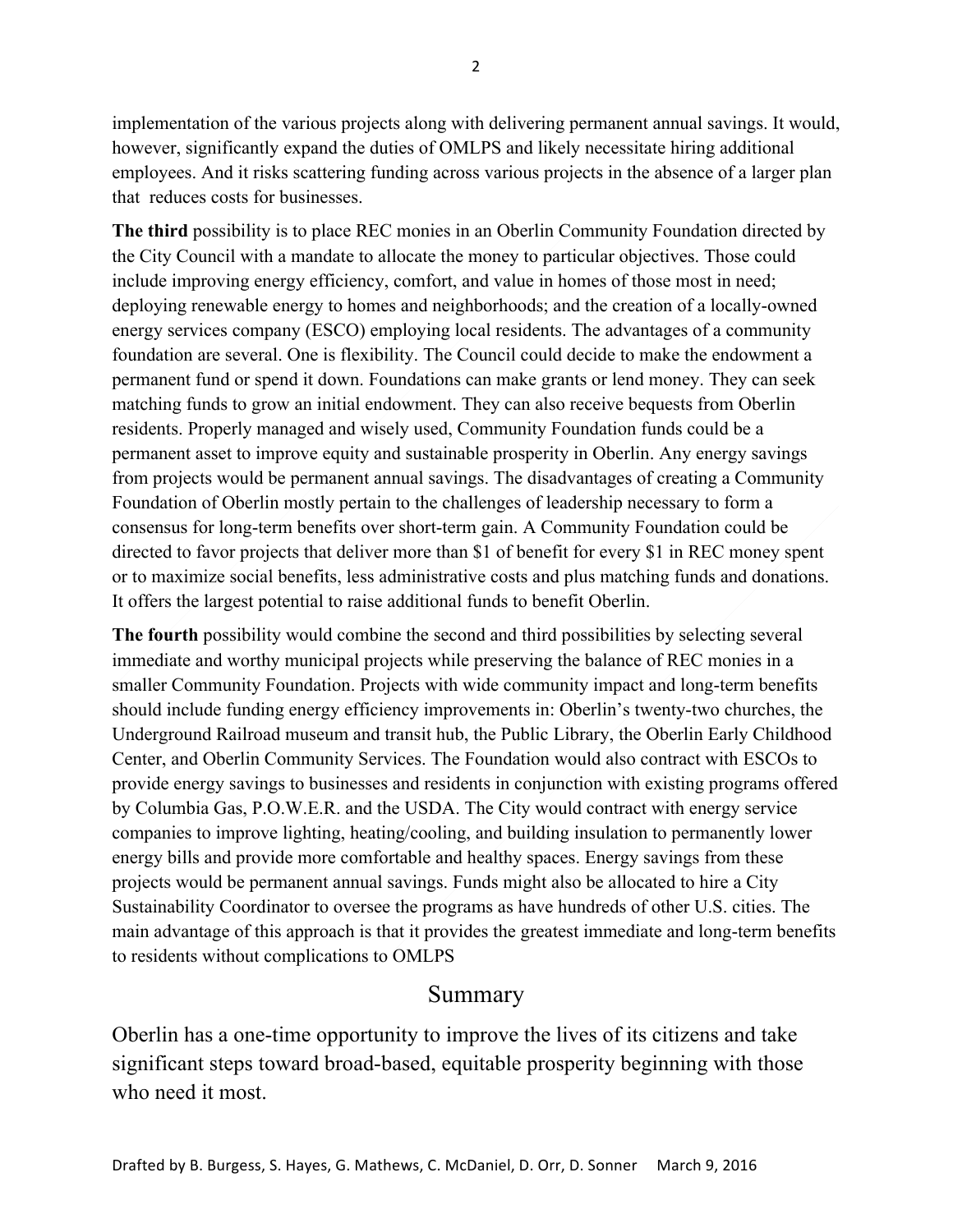implementation of the various projects along with delivering permanent annual savings. It would, however, significantly expand the duties of OMLPS and likely necessitate hiring additional employees. And it risks scattering funding across various projects in the absence of a larger plan that reduces costs for businesses.

**The third** possibility is to place REC monies in an Oberlin Community Foundation directed by the City Council with a mandate to allocate the money to particular objectives. Those could include improving energy efficiency, comfort, and value in homes of those most in need; deploying renewable energy to homes and neighborhoods; and the creation of a locally-owned energy services company (ESCO) employing local residents. The advantages of a community foundation are several. One is flexibility. The Council could decide to make the endowment a permanent fund or spend it down. Foundations can make grants or lend money. They can seek matching funds to grow an initial endowment. They can also receive bequests from Oberlin residents. Properly managed and wisely used, Community Foundation funds could be a permanent asset to improve equity and sustainable prosperity in Oberlin. Any energy savings from projects would be permanent annual savings. The disadvantages of creating a Community Foundation of Oberlin mostly pertain to the challenges of leadership necessary to form a consensus for long-term benefits over short-term gain. A Community Foundation could be directed to favor projects that deliver more than $1 of benefit for every $1 in REC money spent or to maximize social benefits, less administrative costs and plus matching funds and donations. It offers the largest potential to raise additional funds to benefit Oberlin.

**The fourth** possibility would combine the second and third possibilities by selecting several immediate and worthy municipal projects while preserving the balance of REC monies in a smaller Community Foundation. Projects with wide community impact and long-term benefits should include funding energy efficiency improvements in: Oberlin's twenty-two churches, the Underground Railroad museum and transit hub, the Public Library, the Oberlin Early Childhood Center, and Oberlin Community Services. The Foundation would also contract with ESCOs to provide energy savings to businesses and residents in conjunction with existing programs offered by Columbia Gas, P.O.W.E.R. and the USDA. The City would contract with energy service companies to improve lighting, heating/cooling, and building insulation to permanently lower energy bills and provide more comfortable and healthy spaces. Energy savings from these projects would be permanent annual savings. Funds might also be allocated to hire a City Sustainability Coordinator to oversee the programs as have hundreds of other U.S. cities. The main advantage of this approach is that it provides the greatest immediate and long-term benefits to residents without complications to OMLPS

## Summary

Oberlin has a one-time opportunity to improve the lives of its citizens and take significant steps toward broad-based, equitable prosperity beginning with those who need it most.

Drafted by B. Burgess, S. Hayes, G. Mathews, C. McDaniel, D. Orr, D. Sonner March 9, 2016